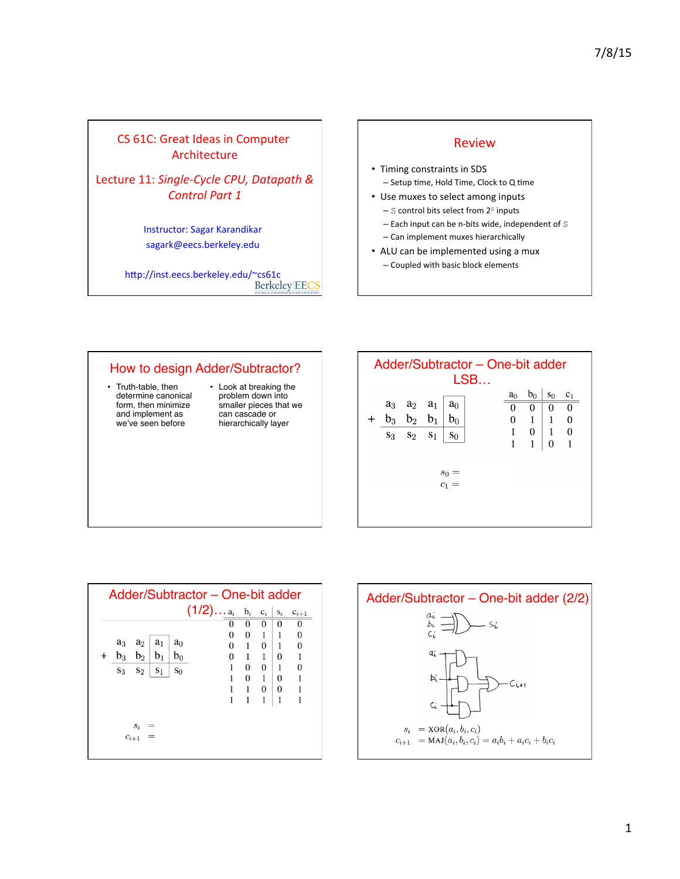## CS 61C: Great Ideas in Computer Architecture

### Lecture 11: *Single-Cycle CPU, Datapath & Control Part 1*

Instructor: Sagar Karandikar
sagark@eecs.berkeley.edu

http://inst.eecs.berkeley.edu/~cs61c

Berkeley EECS

## Review

- Timing constraints in SDS
  - Setup time, Hold Time, Clock to Q time
- Use muxes to select among inputs
  - $S$ control bits select from $2^S$ inputs
  - Each input can be n-bits wide, independent of $S$
  - Can implement muxes hierarchically
- ALU can be implemented using a mux
  - Coupled with basic block elements

## How to design Adder/Subtractor?

- Truth-table, then determine canonical form, then minimize and implement as we've seen before
- Look at breaking down the problem into smaller pieces that we can cascade or hierarchically layer

## Adder/Subtractor – One-bit adder LSB…

$$\begin{array}{ccccc} & a_3 & a_2 & a_1 & a_0 \\ + & b_3 & b_2 & b_1 & b_0 \\ \hline & s_3 & s_2 & s_1 & s_0 \end{array}$$

| $a_0$ | $b_0$ | $s_0$ | $c_1$ |
|---|---|---|---|
| 0 | 0 | 0 | 0 |
| 0 | 1 | 1 | 0 |
| 1 | 0 | 1 | 0 |
| 1 | 1 | 0 | 1 |

$s_0 =$

$c_1 =$

## Adder/Subtractor – One-bit adder (1/2)…

$$\begin{array}{ccccc} & a_3 & a_2 & a_1 & a_0 \\ + & b_3 & b_2 & b_1 & b_0 \\ \hline & s_3 & s_2 & s_1 & s_0 \end{array}$$

| $a_i$ | $b_i$ | $c_i$ | $s_i$ | $c_{i+1}$ |
|---|---|---|---|---|
| 0 | 0 | 0 | 0 | 0 |
| 0 | 0 | 1 | 1 | 0 |
| 0 | 1 | 0 | 1 | 0 |
| 0 | 1 | 1 | 0 | 1 |
| 1 | 0 | 0 | 1 | 0 |
| 1 | 0 | 1 | 0 | 1 |
| 1 | 1 | 0 | 0 | 1 |
| 1 | 1 | 1 | 1 | 1 |

$s_i =$

$c_{i+1} =$

## Adder/Subtractor – One-bit adder (2/2)

$$s_i = \text{XOR}(a_i, b_i, c_i)$$

$$c_{i+1} = \text{MAJ}(a_i, b_i, c_i) = a_i b_i + a_i c_i + b_i c_i$$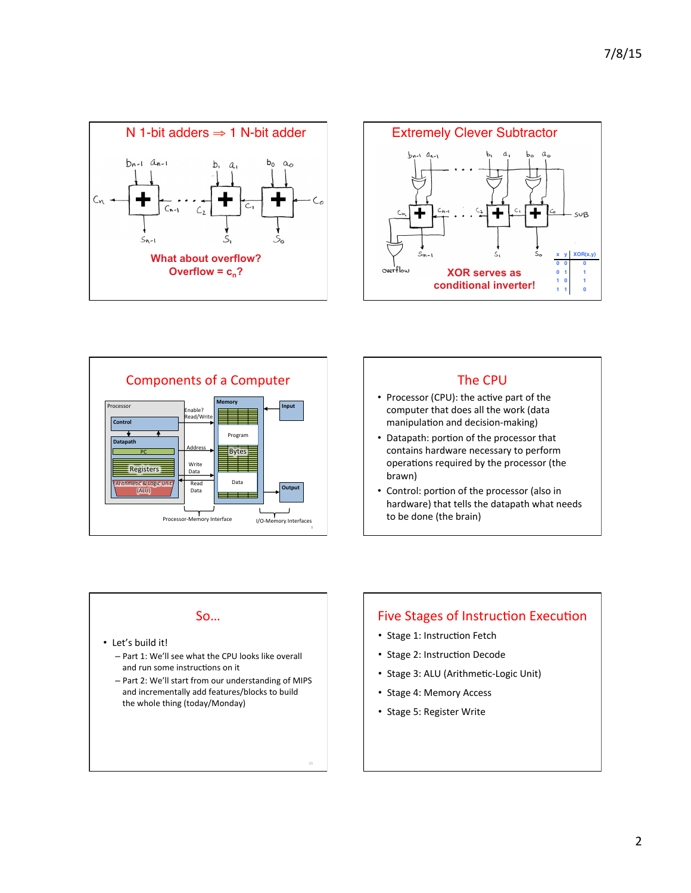## N 1-bit adders ⇒ 1 N-bit adder

$b_{n-1}$ $a_{n-1}$ $b_1$ $a_1$ $b_0$ $a_0$

$c_n$ $c_{n-1}$ $c_2$ $c_1$ $c_0$

$s_{n-1}$ $s_1$ $s_0$

**What about overflow?**
**Overflow = $c_n$?**

## Extremely Clever Subtractor

$b_{n-1}$ $a_{n-1}$ $b_1$ $a_1$ $b_0$ $a_0$

$c_n$ $c_{n-1}$ $c_2$ $c_1$ $c_0$ SUB

$s_{n-1}$ $s_1$ $s_0$

overflow

**XOR serves as conditional inverter!**

| x | y | XOR(x,y) |
|---|---|---|
| 0 | 0 | 0 |
| 0 | 1 | 1 |
| 1 | 0 | 1 |
| 1 | 1 | 0 |

## Components of a Computer

Processor, Control, Datapath, PC, Registers, Arithmetic & Logic Unit (ALU), Enable?, Read/Write, Address, Write Data, Read Data, Memory, Program, Bytes, Data, Input, Output, Processor-Memory Interface, I/O-Memory Interfaces

## The CPU

- Processor (CPU): the active part of the computer that does all the work (data manipulation and decision-making)
- Datapath: portion of the processor that contains hardware necessary to perform operations required by the processor (the brawn)
- Control: portion of the processor (also in hardware) that tells the datapath what needs to be done (the brain)

## So…

- Let's build it!
  - Part 1: We'll see what the CPU looks like overall and run some instructions on it
  - Part 2: We'll start from our understanding of MIPS and incrementally add features/blocks to build the whole thing (today/Monday)

## Five Stages of Instruction Execution

- Stage 1: Instruction Fetch
- Stage 2: Instruction Decode
- Stage 3: ALU (Arithmetic-Logic Unit)
- Stage 4: Memory Access
- Stage 5: Register Write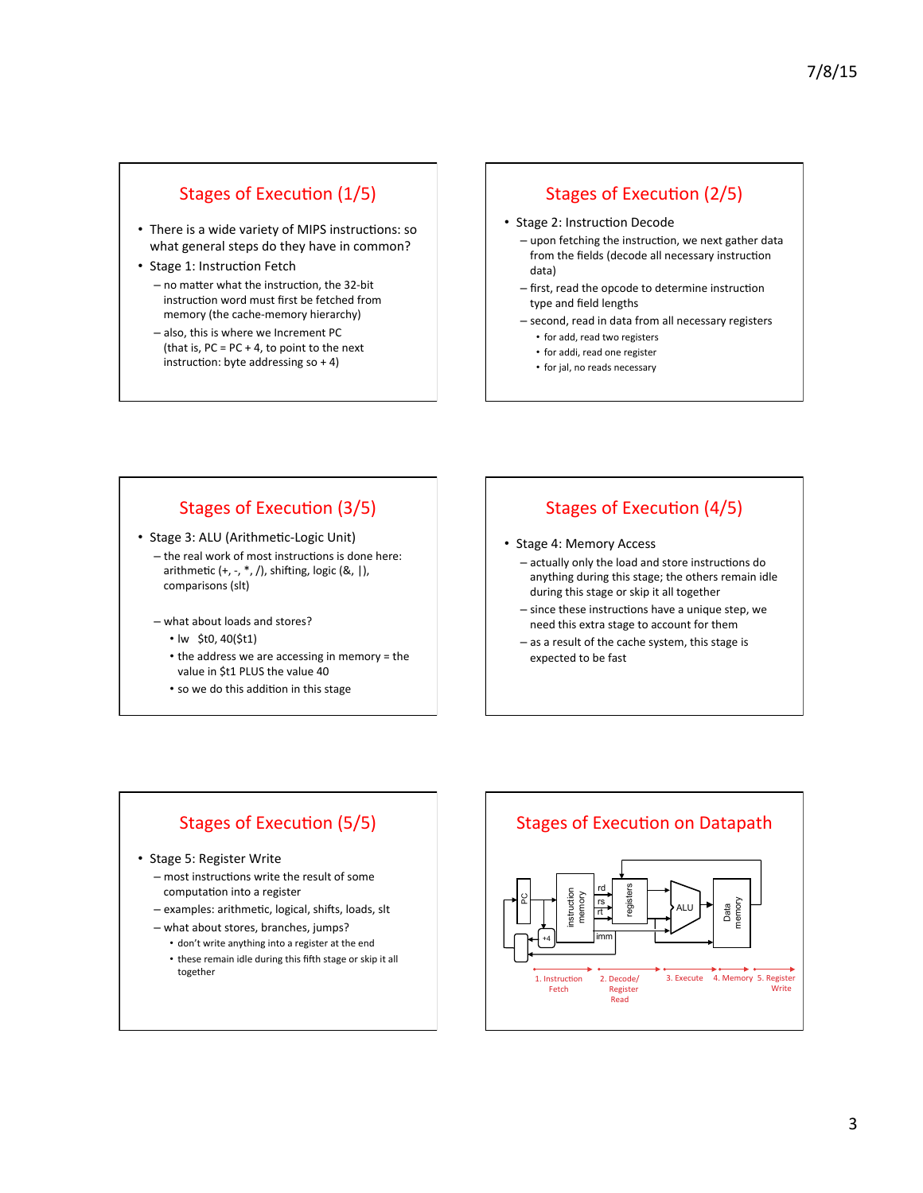## Stages of Execution (1/5)

- There is a wide variety of MIPS instructions: so what general steps do they have in common?
- Stage 1: Instruction Fetch
  - no matter what the instruction, the 32-bit instruction word must first be fetched from memory (the cache-memory hierarchy)
  - also, this is where we Increment PC (that is, PC = PC + 4, to point to the next instruction: byte addressing so + 4)

## Stages of Execution (2/5)

- Stage 2: Instruction Decode
  - upon fetching the instruction, we next gather data from the fields (decode all necessary instruction data)
  - first, read the opcode to determine instruction type and field lengths
  - second, read in data from all necessary registers
    - for add, read two registers
    - for addi, read one register
    - for jal, no reads necessary

## Stages of Execution (3/5)

- Stage 3: ALU (Arithmetic-Logic Unit)
  - the real work of most instructions is done here: arithmetic (+, -, *, /), shifting, logic (&, |), comparisons (slt)
  - what about loads and stores?
    - lw  $t0, 40($t1)
    - the address we are accessing in memory = the value in $t1 PLUS the value 40
    - so we do this addition in this stage

## Stages of Execution (4/5)

- Stage 4: Memory Access
  - actually only the load and store instructions do anything during this stage; the others remain idle during this stage or skip it all together
  - since these instructions have a unique step, we need this extra stage to account for them
  - as a result of the cache system, this stage is expected to be fast

## Stages of Execution (5/5)

- Stage 5: Register Write
  - most instructions write the result of some computation into a register
  - examples: arithmetic, logical, shifts, loads, slt
  - what about stores, branches, jumps?
    - don't write anything into a register at the end
    - these remain idle during this fifth stage or skip it all together

## Stages of Execution on Datapath

PC, +4, instruction memory, rd, rs, rt, imm, registers, ALU, Data memory

1. Instruction Fetch → 2. Decode/ Register Read → 3. Execute → 4. Memory → 5. Register Write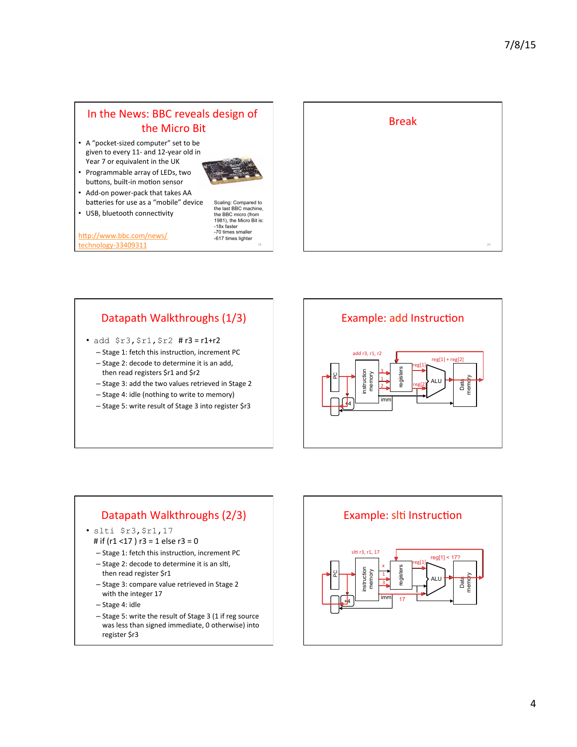## In the News: BBC reveals design of the Micro Bit

- A "pocket-sized computer" set to be given to every 11- and 12-year old in Year 7 or equivalent in the UK
- Programmable array of LEDs, two buttons, built-in motion sensor
- Add-on power-pack that takes AA batteries for use as a "mobile" device
- USB, bluetooth connectivity

Scaling: Compared to the last BBC machine, the BBC micro (from 1981), the Micro Bit is:
-18x faster
-70 times smaller
-617 times lighter

http://www.bbc.com/news/technology-33409311

## Break

## Datapath Walkthroughs (1/3)

- `add $r3,$r1,$r2` # r3 = r1+r2
  - Stage 1: fetch this instruction, increment PC
  - Stage 2: decode to determine it is an add, then read registers $r1 and $r2
  - Stage 3: add the two values retrieved in Stage 2
  - Stage 4: idle (nothing to write to memory)
  - Stage 5: write result of Stage 3 into register $r3

## Example: add Instruction

add r3, r1, r2

reg[1] + reg[2]

reg[1]

reg[2]

PC, +4, instruction memory, 3, 1, 2, imm, registers, ALU, Data memory

## Datapath Walkthroughs (2/3)

- `slti $r3,$r1,17`
  # if (r1 <17 ) r3 = 1 else r3 = 0
  - Stage 1: fetch this instruction, increment PC
  - Stage 2: decode to determine it is an slti, then read register $r1
  - Stage 3: compare value retrieved in Stage 2 with the integer 17
  - Stage 4: idle
  - Stage 5: write the result of Stage 3 (1 if reg source was less than signed immediate, 0 otherwise) into register $r3

## Example: slti Instruction

slti r3, r1, 17

reg[1] < 17?

reg[1]

PC, +4, instruction memory, x, 1, 3, imm, 17, registers, ALU, Data memory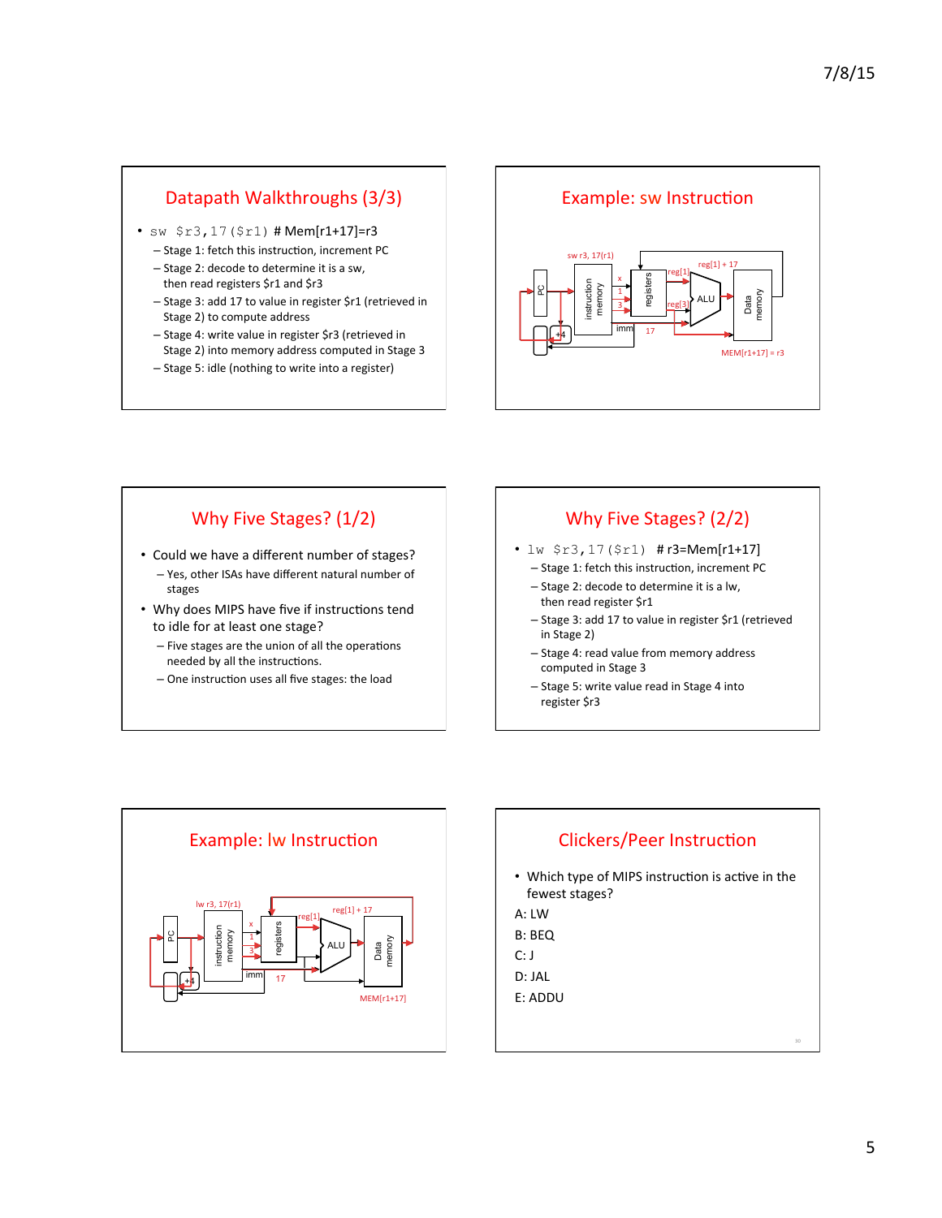## Datapath Walkthroughs (3/3)

- `sw $r3,17($r1)` # Mem[r1+17]=r3
  - Stage 1: fetch this instruction, increment PC
  - Stage 2: decode to determine it is a sw, then read registers $r1 and $r3
  - Stage 3: add 17 to value in register $r1 (retrieved in Stage 2) to compute address
  - Stage 4: write value in register $r3 (retrieved in Stage 2) into memory address computed in Stage 3
  - Stage 5: idle (nothing to write into a register)

## Example: sw Instruction

sw r3, 17(r1)

reg[1] + 17

reg[1]

reg[3]

x, 1, 3

PC, +4, instruction memory, registers, ALU, Data memory

imm 17

MEM[r1+17] = r3

## Why Five Stages? (1/2)

- Could we have a different number of stages?
  - Yes, other ISAs have different natural number of stages
- Why does MIPS have five if instructions tend to idle for at least one stage?
  - Five stages are the union of all the operations needed by all the instructions.
  - One instruction uses all five stages: the load

## Why Five Stages? (2/2)

- `lw $r3,17($r1)` # r3=Mem[r1+17]
  - Stage 1: fetch this instruction, increment PC
  - Stage 2: decode to determine it is a lw, then read register $r1
  - Stage 3: add 17 to value in register $r1 (retrieved in Stage 2)
  - Stage 4: read value from memory address computed in Stage 3
  - Stage 5: write value read in Stage 4 into register $r3

## Example: lw Instruction

lw r3, 17(r1)

reg[1] + 17

reg[1]

x, 1, 3

PC, +4, instruction memory, registers, ALU, Data memory

imm 17

MEM[r1+17]

## Clickers/Peer Instruction

- Which type of MIPS instruction is active in the fewest stages?

A: LW

B: BEQ

C: J

D: JAL

E: ADDU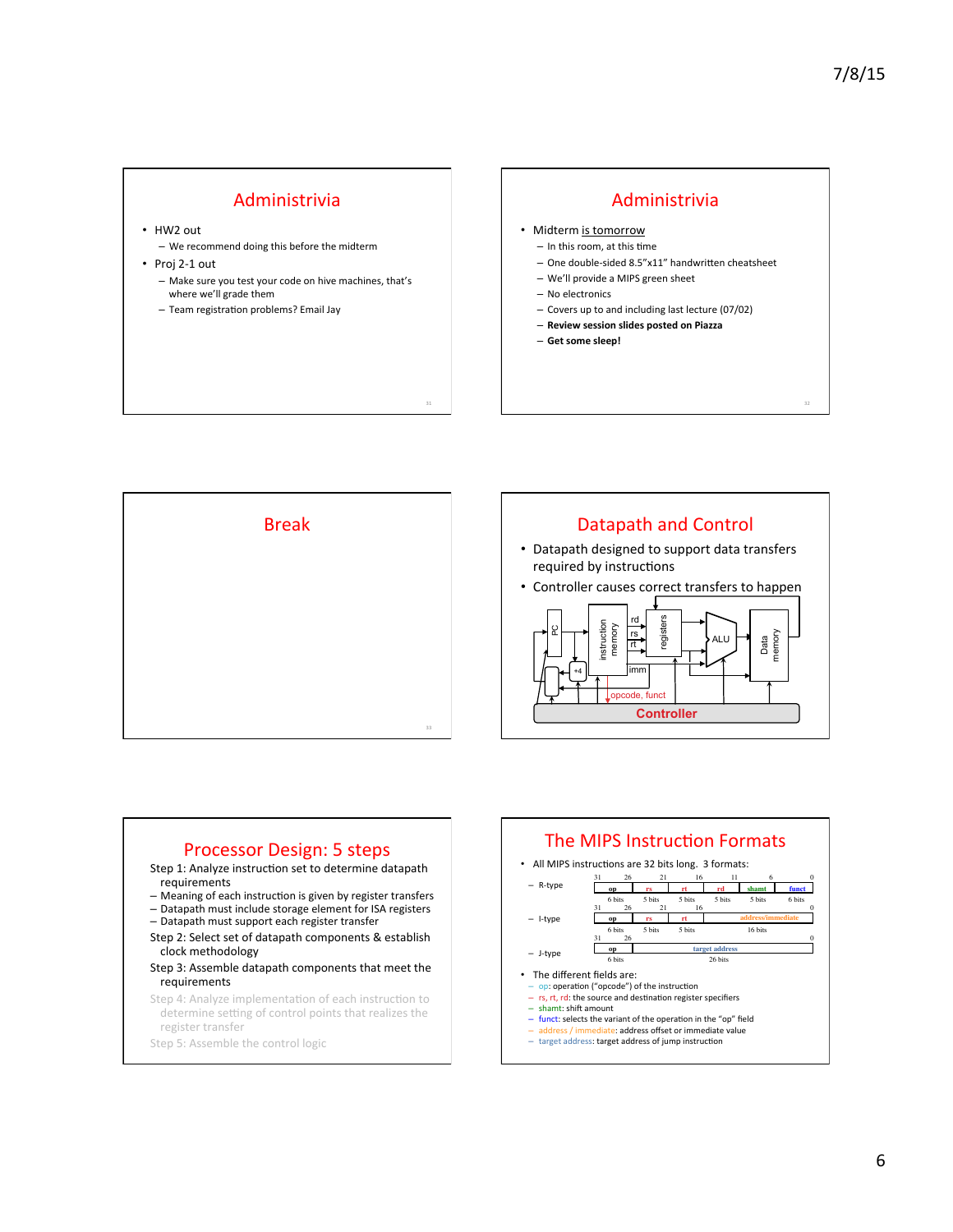## Administrivia

- HW2 out
  - We recommend doing this before the midterm
- Proj 2-1 out
  - Make sure you test your code on hive machines, that's where we'll grade them
  - Team registration problems? Email Jay

## Administrivia

- Midterm is tomorrow
  - In this room, at this time
  - One double-sided 8.5"x11" handwritten cheatsheet
  - We'll provide a MIPS green sheet
  - No electronics
  - Covers up to and including last lecture (07/02)
  - **Review session slides posted on Piazza**
  - **Get some sleep!**

## Break

## Datapath and Control

- Datapath designed to support data transfers required by instructions
- Controller causes correct transfers to happen

PC, instruction memory, +4, rd, rs, rt, imm, registers, ALU, Data memory, opcode, funct, Controller

## Processor Design: 5 steps

Step 1: Analyze instruction set to determine datapath requirements
- Meaning of each instruction is given by register transfers
- Datapath must include storage element for ISA registers
- Datapath must support each register transfer

Step 2: Select set of datapath components & establish clock methodology

Step 3: Assemble datapath components that meet the requirements

Step 4: Analyze implementation of each instruction to determine setting of control points that realizes the register transfer

Step 5: Assemble the control logic

## The MIPS Instruction Formats

- All MIPS instructions are 32 bits long. 3 formats:
  - R-type

| 31–26 | 25–21 | 20–16 | 15–11 | 10–6 | 5–0 |
|---|---|---|---|---|---|
| op | rs | rt | rd | shamt | funct |
| 6 bits | 5 bits | 5 bits | 5 bits | 5 bits | 6 bits |

  - I-type

| 31–26 | 25–21 | 20–16 | 15–0 |
|---|---|---|---|
| op | rs | rt | address/immediate |
| 6 bits | 5 bits | 5 bits | 16 bits |

  - J-type

| 31–26 | 25–0 |
|---|---|
| op | target address |
| 6 bits | 26 bits |

- The different fields are:
  - op: operation ("opcode") of the instruction
  - rs, rt, rd: the source and destination register specifiers
  - shamt: shift amount
  - funct: selects the variant of the operation in the "op" field
  - address / immediate: address offset or immediate value
  - target address: target address of jump instruction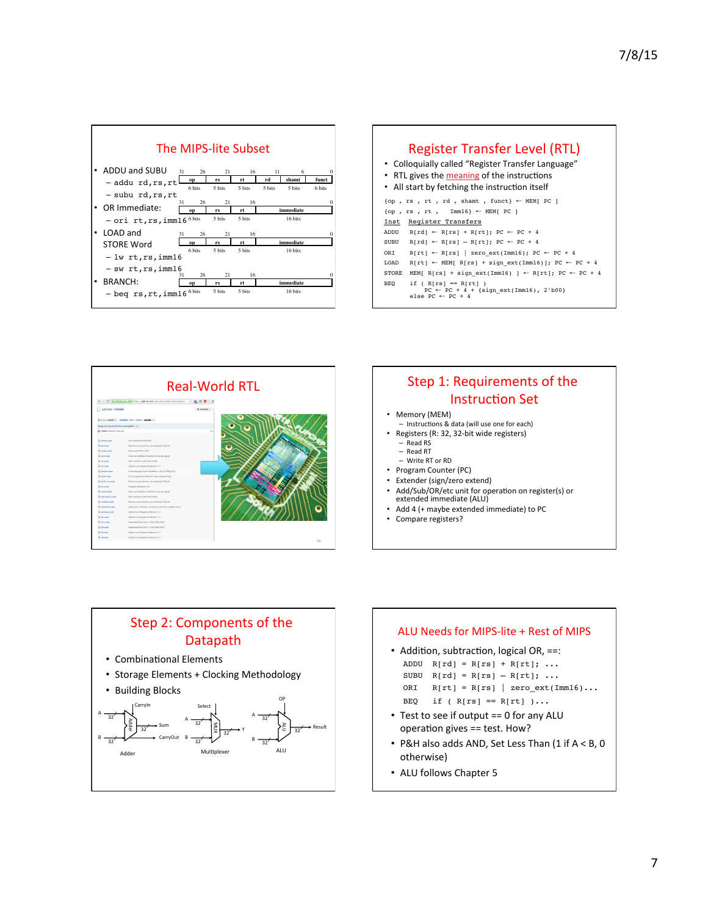## The MIPS-lite Subset

- ADDU and SUBU
  - addu rd,rs,rt
  - subu rd,rs,rt
- OR Immediate:
  - ori rt,rs,imm16
- LOAD and STORE Word
  - lw rt,rs,imm16
  - sw rt,rs,imm16
- BRANCH:
  - beq rs,rt,imm16

R-format (ADDU/SUBU):

| 31–26 | 25–21 | 20–16 | 15–11 | 10–6 | 5–0 |
|---|---|---|---|---|---|
| op | rs | rt | rd | shamt | funct |
| 6 bits | 5 bits | 5 bits | 5 bits | 5 bits | 6 bits |

I-format (ORI, LW/SW, BEQ):

| 31–26 | 25–21 | 20–16 | 15–0 |
|---|---|---|---|
| op | rs | rt | immediate |
| 6 bits | 5 bits | 5 bits | 16 bits |

## Register Transfer Level (RTL)

- Colloquially called "Register Transfer Language"
- RTL gives the meaning of the instructions
- All start by fetching the instruction itself

```
{op , rs , rt , rd , shamt , funct} ← MEM[ PC ]
{op , rs , rt ,    Imm16} ← MEM[ PC ]
```

| Inst | Register Transfers |
|---|---|
| ADDU | R[rd] ← R[rs] + R[rt]; PC ← PC + 4 |
| SUBU | R[rd] ← R[rs] – R[rt]; PC ← PC + 4 |
| ORI | R[rt] ← R[rs] \| zero_ext(Imm16); PC ← PC + 4 |
| LOAD | R[rt] ← MEM[ R[rs] + sign_ext(Imm16)]; PC ← PC + 4 |
| STORE | MEM[ R[rs] + sign_ext(Imm16) ] ← R[rt]; PC ← PC + 4 |
| BEQ | if ( R[rs] == R[rt] ) PC ← PC + 4 + {sign_ext(Imm16), 2'b00} else PC ← PC + 4 |

## Real-World RTL

## Step 1: Requirements of the Instruction Set

- Memory (MEM)
  - Instructions & data (will use one for each)
- Registers (R: 32, 32-bit wide registers)
  - Read RS
  - Read RT
  - Write RT or RD
- Program Counter (PC)
- Extender (sign/zero extend)
- Add/Sub/OR/etc unit for operation on register(s) or extended immediate (ALU)
- Add 4 (+ maybe extended immediate) to PC
- Compare registers?

## Step 2: Components of the Datapath

- Combinational Elements
- Storage Elements + Clocking Methodology
- Building Blocks

Adder — Multiplexer — ALU

## ALU Needs for MIPS-lite + Rest of MIPS

- Addition, subtraction, logical OR, ==:

```
ADDU   R[rd] = R[rs] + R[rt]; ...
SUBU   R[rd] = R[rs] – R[rt]; ...
ORI    R[rt] = R[rs] | zero_ext(Imm16)...
BEQ    if ( R[rs] == R[rt] )...
```

- Test to see if output == 0 for any ALU operation gives == test. How?
- P&H also adds AND, Set Less Than (1 if A < B, 0 otherwise)
- ALU follows Chapter 5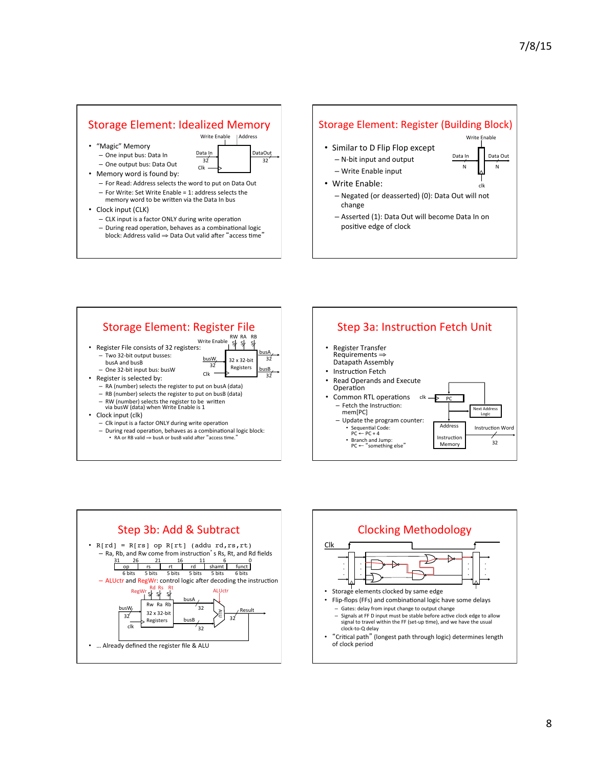## Storage Element: Idealized Memory

- "Magic" Memory
  - One input bus: Data In
  - One output bus: Data Out
- Memory word is found by:
  - For Read: Address selects the word to put on Data Out
  - For Write: Set Write Enable = 1: address selects the memory word to be written via the Data In bus
- Clock input (CLK)
  - CLK input is a factor ONLY during write operation
  - During read operation, behaves as a combinational logic block: Address valid ⇒ Data Out valid after "access time"

Write Enable | Address
Data In 32 | DataOut 32
Clk

## Storage Element: Register (Building Block)

- Similar to D Flip Flop except
  - N-bit input and output
  - Write Enable input
- Write Enable:
  - Negated (or deasserted) (0): Data Out will not change
  - Asserted (1): Data Out will become Data In on positive edge of clock

Write Enable
Data In N | Data Out N
clk

## Storage Element: Register File

- Register File consists of 32 registers:
  - Two 32-bit output busses: busA and busB
  - One 32-bit input bus: busW
- Register is selected by:
  - RA (number) selects the register to put on busA (data)
  - RB (number) selects the register to put on busB (data)
  - RW (number) selects the register to be written via busW (data) when Write Enable is 1
- Clock input (clk)
  - Clk input is a factor ONLY during write operation
  - During read operation, behaves as a combinational logic block:
    - RA or RB valid ⇒ busA or busB valid after "access time."

Write Enable, RW RA RB (5 5 5)
busW 32 → 32 x 32-bit Registers → busA 32, busB 32
Clk

## Step 3a: Instruction Fetch Unit

- Register Transfer Requirements ⇒ Datapath Assembly
- Instruction Fetch
- Read Operands and Execute Operation
- Common RTL operations
  - Fetch the Instruction: mem[PC]
  - Update the program counter:
    - Sequential Code: PC ← PC + 4
    - Branch and Jump: PC ← "something else"

clk, PC, Next Address Logic, Address, Instruction Memory, Instruction Word 32

## Step 3b: Add & Subtract

- `R[rd] = R[rs] op R[rt] (addu rd,rs,rt)`
  - Ra, Rb, and Rw come from instruction's Rs, Rt, and Rd fields

| 31–26 | 25–21 | 20–16 | 15–11 | 10–6 | 5–0 |
|---|---|---|---|---|---|
| op | rs | rt | rd | shamt | funct |
| 6 bits | 5 bits | 5 bits | 5 bits | 5 bits | 6 bits |

  - ALUctr and RegWr: control logic after decoding the instruction

RegWr, Rd Rs Rt (5 5 5), ALUctr
busW 32 → Rw Ra Rb 32 x 32-bit Registers → busA 32, busB 32 → ALU → Result 32
clk

- … Already defined the register file & ALU

## Clocking Methodology

Clk

- Storage elements clocked by same edge
- Flip-flops (FFs) and combinational logic have some delays
  - Gates: delay from input change to output change
  - Signals at FF D input must be stable before active clock edge to allow signal to travel within the FF (set-up time), and we have the usual clock-to-Q delay
- "Critical path" (longest path through logic) determines length of clock period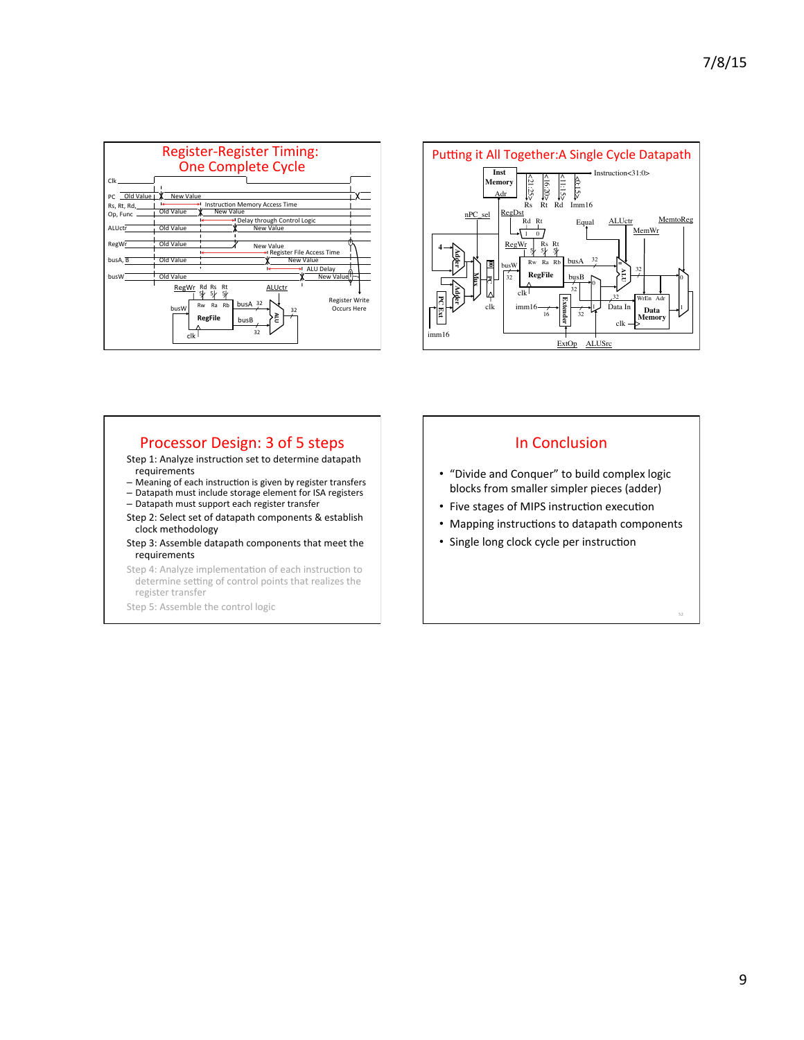## Register-Register Timing: One Complete Cycle

Clk

PC Old Value New Value

Rs, Rt, Rd, Op, Func Old Value New Value

Instruction Memory Access Time

Delay through Control Logic

ALUctr Old Value New Value

RegWr Old Value New Value

Register File Access Time

busA, B Old Value New Value

ALU Delay

busW Old Value New Value

RegWr Rd Rs Rt ALUctr

5 5 5

busW Rw Ra Rb busA 32

RegFile busB 32 ALU 32

clk

Register Write Occurs Here

## Putting it All Together: A Single Cycle Datapath

Inst Memory Adr

Instruction<31:0>

<21:25> <16:20> <11:15> <0:15>

Rs Rt Rd Imm16

nPC_sel RegDst Rd Rt 1 0

Equal ALUctr MemtoReg MemWr

4 Adder Mux PC Adder PC Ext imm16

RegWr Rs Rt 5 5

busW Rw Ra Rb busA 32

RegFile busB 32

clk imm16 16 Extender 32

ALU 32 0 1

Data In WrEn Adr Data Memory clk

0 1

ExtOp ALUSrc

## Processor Design: 3 of 5 steps

Step 1: Analyze instruction set to determine datapath requirements
- Meaning of each instruction is given by register transfers
- Datapath must include storage element for ISA registers
- Datapath must support each register transfer

Step 2: Select set of datapath components & establish clock methodology

Step 3: Assemble datapath components that meet the requirements

Step 4: Analyze implementation of each instruction to determine setting of control points that realizes the register transfer

Step 5: Assemble the control logic

## In Conclusion

- "Divide and Conquer" to build complex logic blocks from smaller simpler pieces (adder)
- Five stages of MIPS instruction execution
- Mapping instructions to datapath components
- Single long clock cycle per instruction